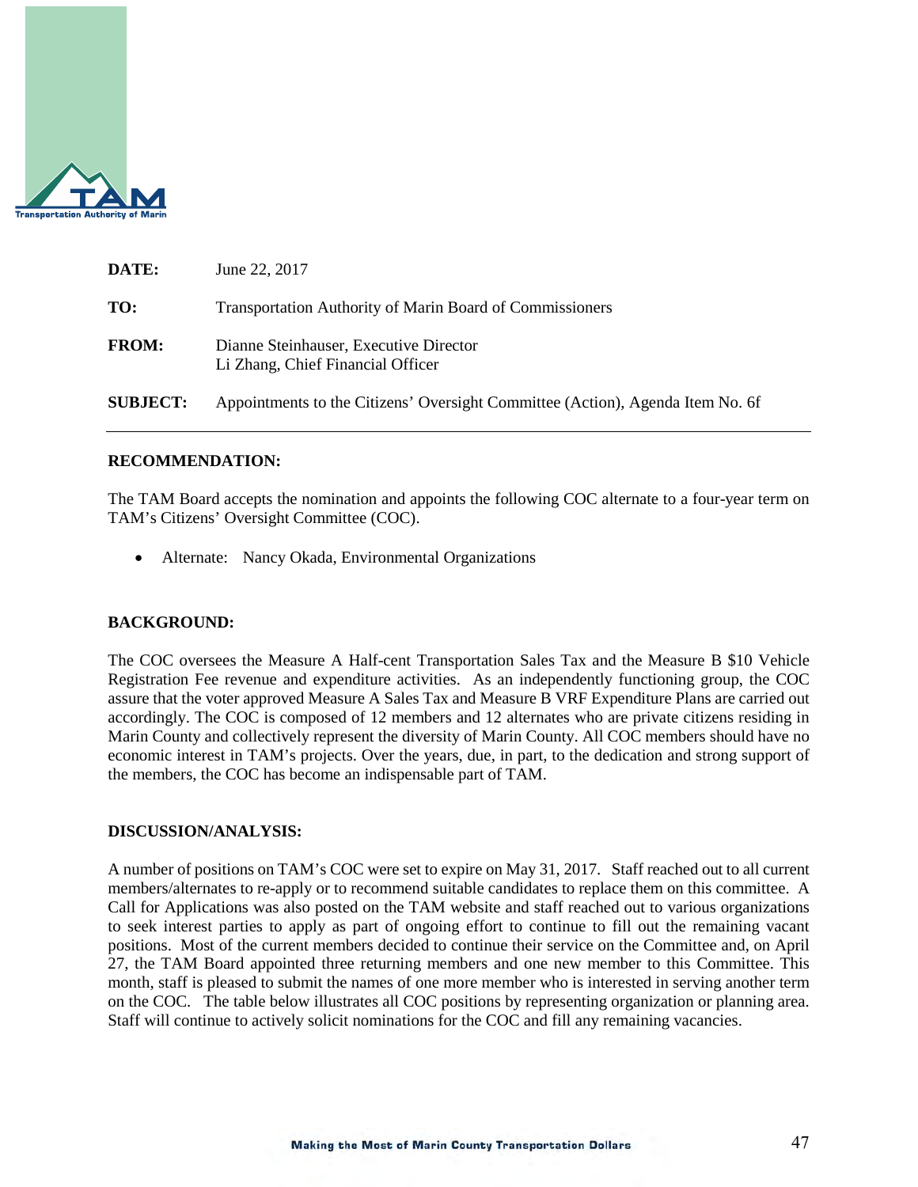**DATE:** June 22, 2017

**TO:** Transportation Authority of Marin Board of Commissioners

**FROM:** Dianne Steinhauser, Executive Director
Li Zhang, Chief Financial Officer

**SUBJECT:** Appointments to the Citizens' Oversight Committee (Action), Agenda Item No. 6f

---

**RECOMMENDATION:**

The TAM Board accepts the nomination and appoints the following COC alternate to a four-year term on TAM's Citizens' Oversight Committee (COC).

- Alternate: Nancy Okada, Environmental Organizations

**BACKGROUND:**

The COC oversees the Measure A Half-cent Transportation Sales Tax and the Measure B $10 Vehicle Registration Fee revenue and expenditure activities. As an independently functioning group, the COC assure that the voter approved Measure A Sales Tax and Measure B VRF Expenditure Plans are carried out accordingly. The COC is composed of 12 members and 12 alternates who are private citizens residing in Marin County and collectively represent the diversity of Marin County. All COC members should have no economic interest in TAM's projects. Over the years, due, in part, to the dedication and strong support of the members, the COC has become an indispensable part of TAM.

**DISCUSSION/ANALYSIS:**

A number of positions on TAM's COC were set to expire on May 31, 2017. Staff reached out to all current members/alternates to re-apply or to recommend suitable candidates to replace them on this committee. A Call for Applications was also posted on the TAM website and staff reached out to various organizations to seek interest parties to apply as part of ongoing effort to continue to fill out the remaining vacant positions. Most of the current members decided to continue their service on the Committee and, on April 27, the TAM Board appointed three returning members and one new member to this Committee. This month, staff is pleased to submit the names of one more member who is interested in serving another term on the COC. The table below illustrates all COC positions by representing organization or planning area. Staff will continue to actively solicit nominations for the COC and fill any remaining vacancies.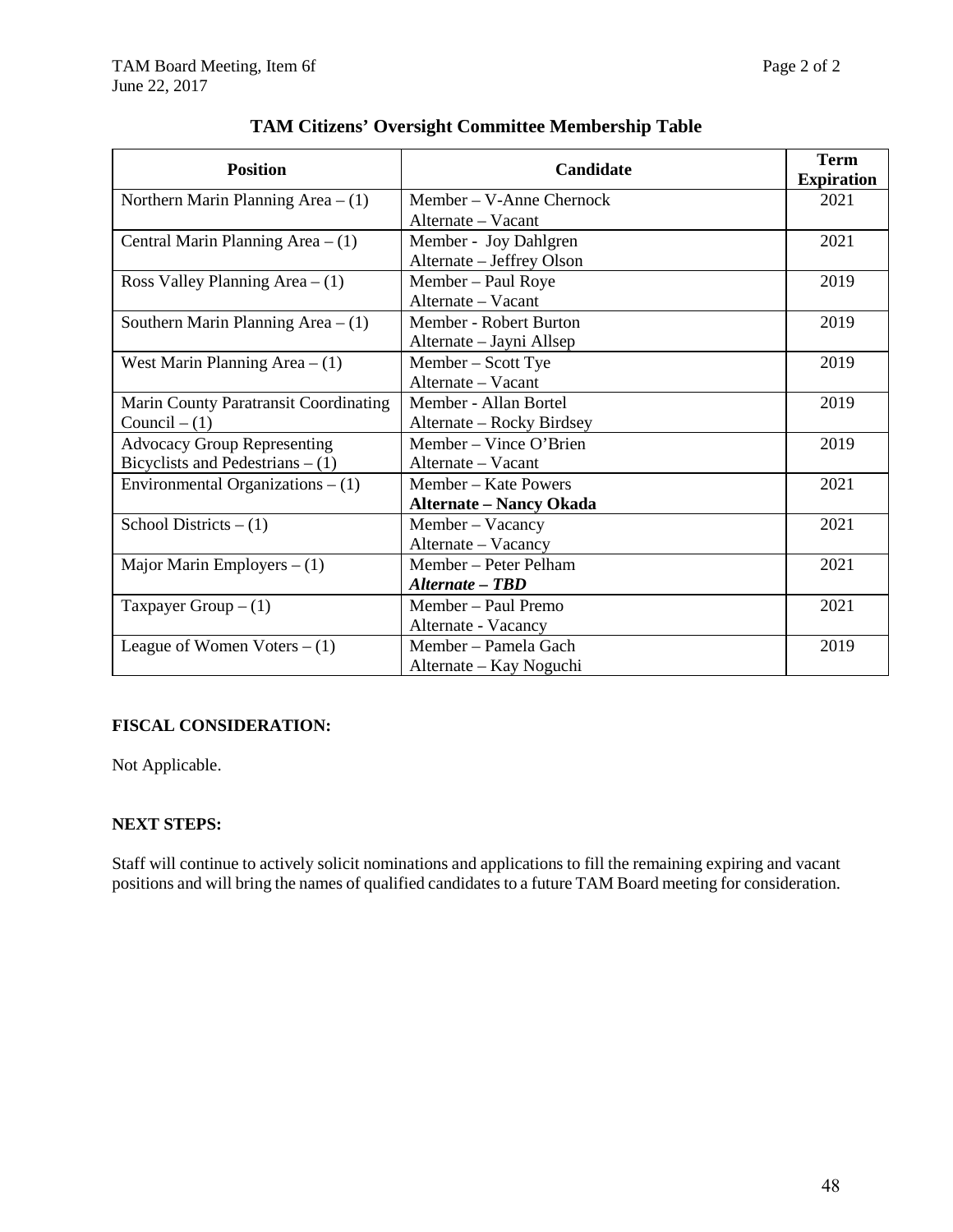## TAM Citizens' Oversight Committee Membership Table

| Position | Candidate | Term Expiration |
|---|---|---|
| Northern Marin Planning Area – (1) | Member – V-Anne Chernock<br>Alternate – Vacant | 2021 |
| Central Marin Planning Area – (1) | Member - Joy Dahlgren<br>Alternate – Jeffrey Olson | 2021 |
| Ross Valley Planning Area – (1) | Member – Paul Roye<br>Alternate – Vacant | 2019 |
| Southern Marin Planning Area – (1) | Member - Robert Burton<br>Alternate – Jayni Allsep | 2019 |
| West Marin Planning Area – (1) | Member – Scott Tye<br>Alternate – Vacant | 2019 |
| Marin County Paratransit Coordinating Council – (1) | Member - Allan Bortel<br>Alternate – Rocky Birdsey | 2019 |
| Advocacy Group Representing Bicyclists and Pedestrians – (1) | Member – Vince O'Brien<br>Alternate – Vacant | 2019 |
| Environmental Organizations – (1) | Member – Kate Powers<br>**Alternate – Nancy Okada** | 2021 |
| School Districts – (1) | Member – Vacancy<br>Alternate – Vacancy | 2021 |
| Major Marin Employers – (1) | Member – Peter Pelham<br>***Alternate – TBD*** | 2021 |
| Taxpayer Group – (1) | Member – Paul Premo<br>Alternate - Vacancy | 2021 |
| League of Women Voters – (1) | Member – Pamela Gach<br>Alternate – Kay Noguchi | 2019 |

**FISCAL CONSIDERATION:**

Not Applicable.

**NEXT STEPS:**

Staff will continue to actively solicit nominations and applications to fill the remaining expiring and vacant positions and will bring the names of qualified candidates to a future TAM Board meeting for consideration.